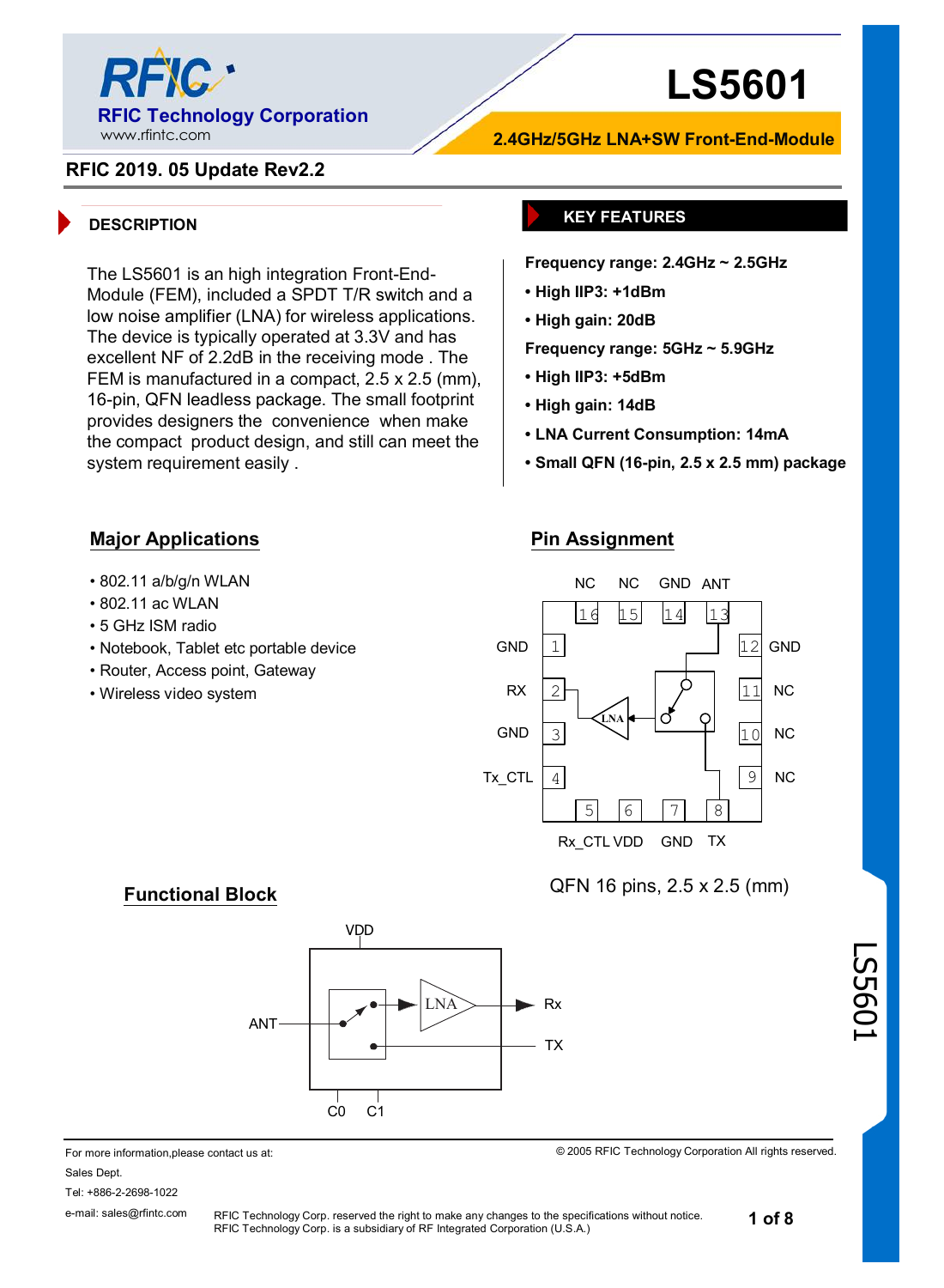# LS5601

**2.4GHz/5GHz LNA+SW Front-End-Module**

RFIC Technology Corporation
www.rfintc.com

**RFIC 2019. 05 Update Rev2.2**

## DESCRIPTION

The LS5601 is an high integration Front-End-Module (FEM), included a SPDT T/R switch and a low noise amplifier (LNA) for wireless applications. The device is typically operated at 3.3V and has excellent NF of 2.2dB in the receiving mode . The FEM is manufactured in a compact, 2.5 x 2.5 (mm), 16-pin, QFN leadless package. The small footprint provides designers the convenience when make the compact product design, and still can meet the system requirement easily .

## KEY FEATURES

**Frequency range: 2.4GHz ~ 2.5GHz**

- **High IIP3: +1dBm**
- **High gain: 20dB**

**Frequency range: 5GHz ~ 5.9GHz**

- **High IIP3: +5dBm**
- **High gain: 14dB**
- **LNA Current Consumption: 14mA**
- **Small QFN (16-pin, 2.5 x 2.5 mm) package**

## Major Applications

- 802.11 a/b/g/n WLAN
- 802.11 ac WLAN
- 5 GHz ISM radio
- Notebook, Tablet etc portable device
- Router, Access point, Gateway
- Wireless video system

## Pin Assignment

| Pin | Name |
|---|---|
| 1 | GND |
| 2 | RX |
| 3 | GND |
| 4 | Tx_CTL |
| 5 | Rx_CTL |
| 6 | VDD |
| 7 | GND |
| 8 | TX |
| 9 | NC |
| 10 | NC |
| 11 | NC |
| 12 | GND |
| 13 | ANT |
| 14 | GND |
| 15 | NC |
| 16 | NC |

QFN 16 pins, 2.5 x 2.5 (mm)

## Functional Block

VDD, ANT, LNA, Rx, TX, C0, C1

For more information,please contact us at:
Sales Dept.
Tel: +886-2-2698-1022
e-mail: sales@rfintc.com

© 2005 RFIC Technology Corporation All rights reserved.

RFIC Technology Corp. reserved the right to make any changes to the specifications without notice.
RFIC Technology Corp. is a subsidiary of RF Integrated Corporation (U.S.A.)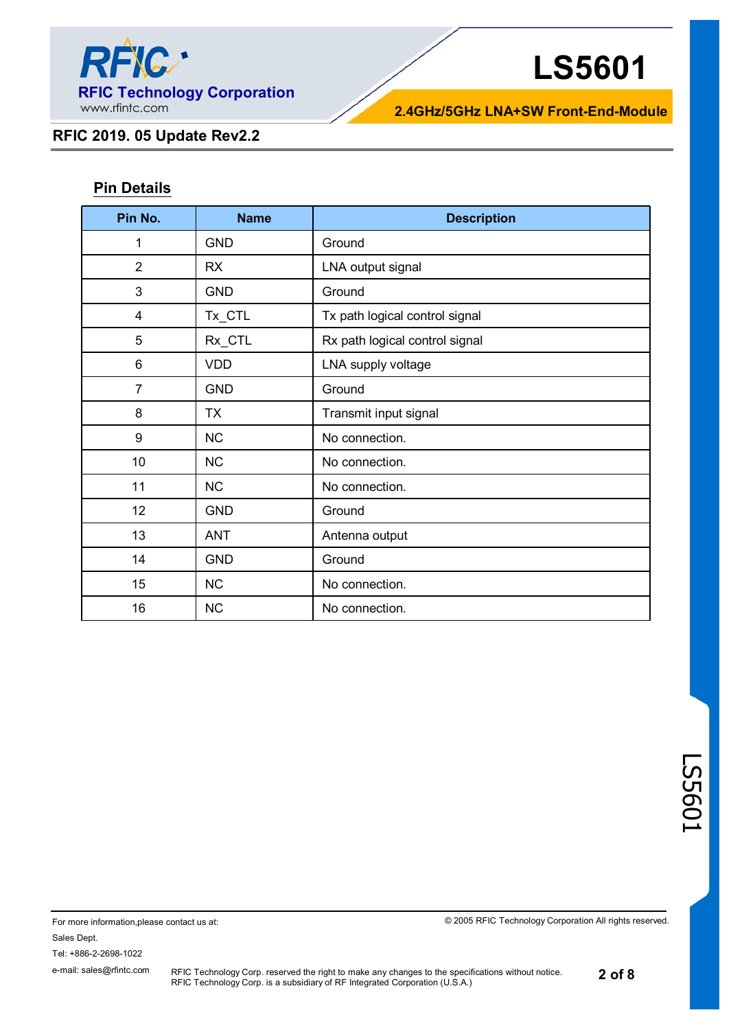## Pin Details

| Pin No. | Name | Description |
|---|---|---|
| 1 | GND | Ground |
| 2 | RX | LNA output signal |
| 3 | GND | Ground |
| 4 | Tx_CTL | Tx path logical control signal |
| 5 | Rx_CTL | Rx path logical control signal |
| 6 | VDD | LNA supply voltage |
| 7 | GND | Ground |
| 8 | TX | Transmit input signal |
| 9 | NC | No connection. |
| 10 | NC | No connection. |
| 11 | NC | No connection. |
| 12 | GND | Ground |
| 13 | ANT | Antenna output |
| 14 | GND | Ground |
| 15 | NC | No connection. |
| 16 | NC | No connection. |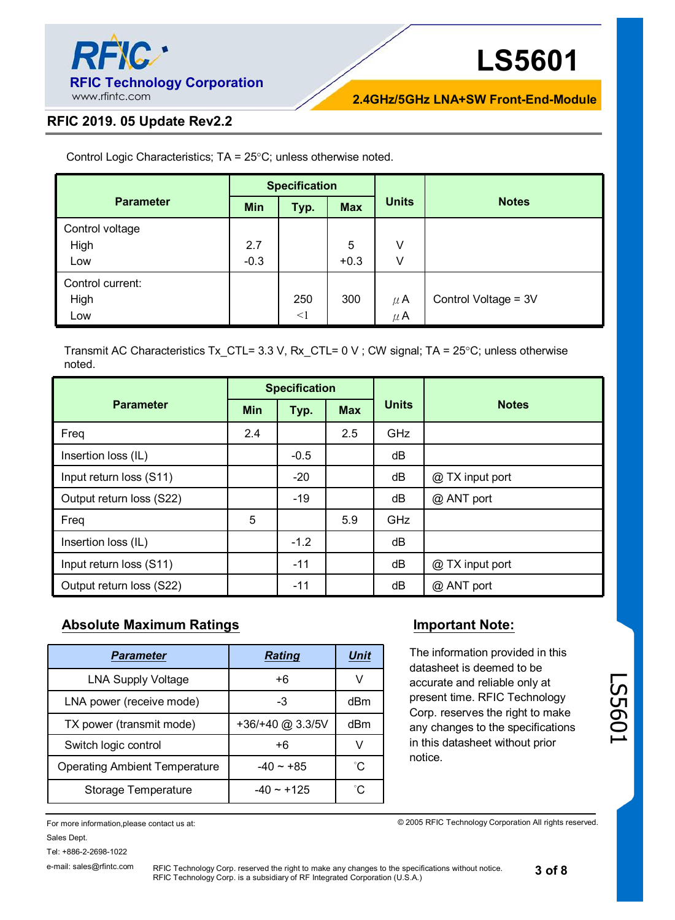Control Logic Characteristics; TA = 25°C; unless otherwise noted.

| Parameter | Specification | | | Units | Notes |
|---|---|---|---|---|---|
| | Min | Typ. | Max | | |
| Control voltage<br>High<br>Low | <br>2.7<br>-0.3 | | <br>5<br>+0.3 | <br>V<br>V | |
| Control current:<br>High<br>Low | | <br>250<br><1 | <br>300 | <br>μA<br>μA | Control Voltage = 3V |

Transmit AC Characteristics Tx_CTL= 3.3 V, Rx_CTL= 0 V ; CW signal; TA = 25°C; unless otherwise noted.

| Parameter | Specification | | | Units | Notes |
|---|---|---|---|---|---|
| | Min | Typ. | Max | | |
| Freq | 2.4 | | 2.5 | GHz | |
| Insertion loss (IL) | | -0.5 | | dB | |
| Input return loss (S11) | | -20 | | dB | @ TX input port |
| Output return loss (S22) | | -19 | | dB | @ ANT port |
| Freq | 5 | | 5.9 | GHz | |
| Insertion loss (IL) | | -1.2 | | dB | |
| Input return loss (S11) | | -11 | | dB | @ TX input port |
| Output return loss (S22) | | -11 | | dB | @ ANT port |

## Absolute Maximum Ratings

| *Parameter* | *Rating* | *Unit* |
|---|---|---|
| LNA Supply Voltage | +6 | V |
| LNA power (receive mode) | -3 | dBm |
| TX power (transmit mode) | +36/+40 @ 3.3/5V | dBm |
| Switch logic control | +6 | V |
| Operating Ambient Temperature | -40 ~ +85 | °C |
| Storage Temperature | -40 ~ +125 | °C |

## Important Note:

The information provided in this datasheet is deemed to be accurate and reliable only at present time. RFIC Technology Corp. reserves the right to make any changes to the specifications in this datasheet without prior notice.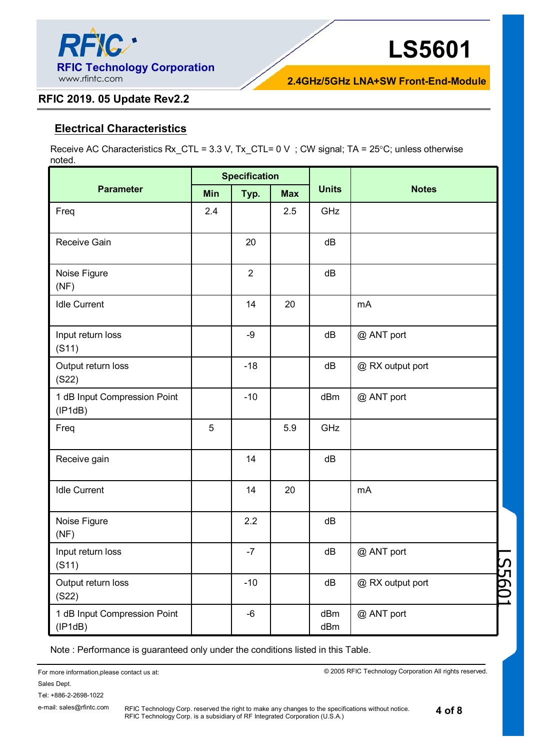## Electrical Characteristics

Receive AC Characteristics Rx_CTL = 3.3 V, Tx_CTL= 0 V ; CW signal; TA = 25°C; unless otherwise noted.

| Parameter | Specification | | | Units | Notes |
|---|---|---|---|---|---|
| | Min | Typ. | Max | | |
| Freq | 2.4 | | 2.5 | GHz | |
| Receive Gain | | 20 | | dB | |
| Noise Figure (NF) | | 2 | | dB | |
| Idle Current | | 14 | 20 | | mA |
| Input return loss (S11) | | -9 | | dB | @ ANT port |
| Output return loss (S22) | | -18 | | dB | @ RX output port |
| 1 dB Input Compression Point (IP1dB) | | -10 | | dBm | @ ANT port |
| Freq | 5 | | 5.9 | GHz | |
| Receive gain | | 14 | | dB | |
| Idle Current | | 14 | 20 | | mA |
| Noise Figure (NF) | | 2.2 | | dB | |
| Input return loss (S11) | | -7 | | dB | @ ANT port |
| Output return loss (S22) | | -10 | | dB | @ RX output port |
| 1 dB Input Compression Point (IP1dB) | | -6 | | dBm dBm | @ ANT port |

Note : Performance is guaranteed only under the conditions listed in this Table.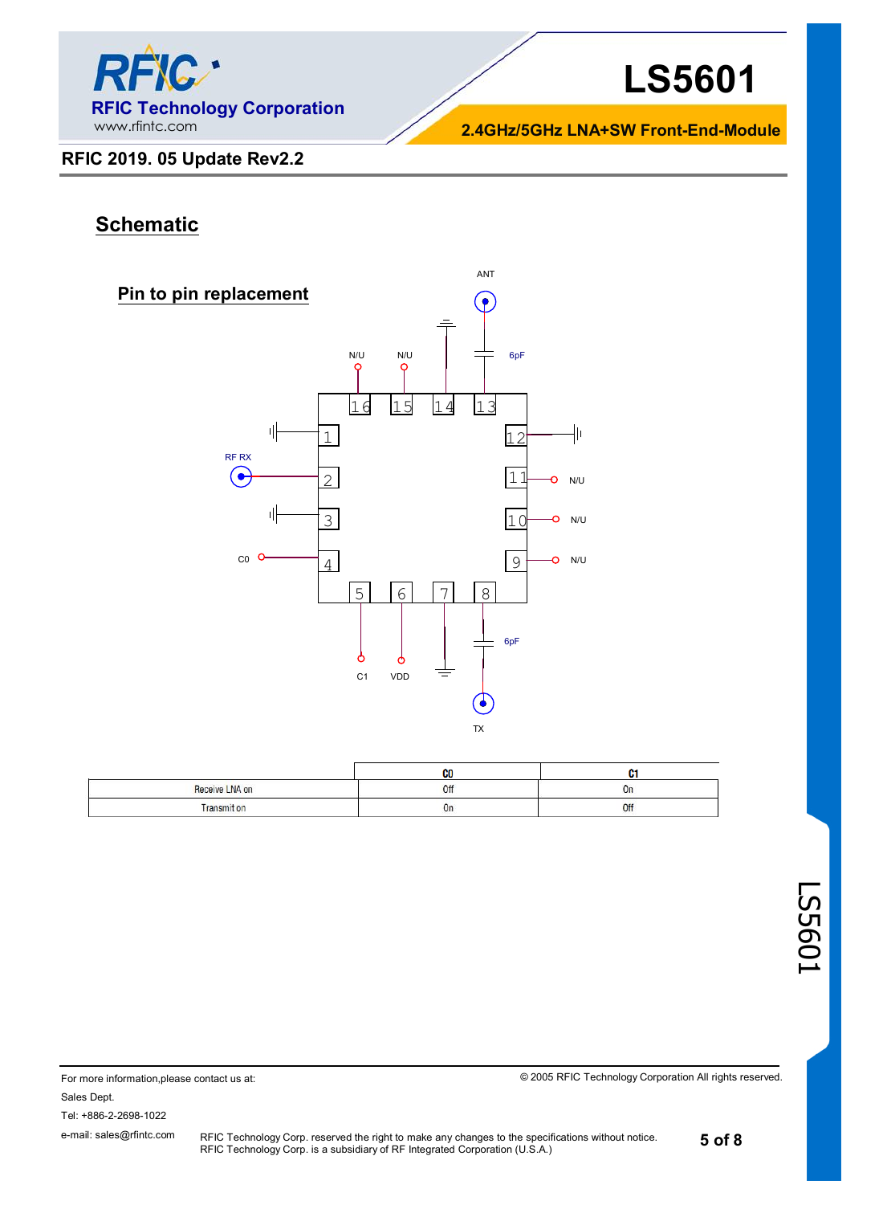## Schematic

### Pin to pin replacement

ANT

6pF

N/U N/U

16 15 14 13

1 12

RF RX 2 11 N/U

3 10 N/U

C0 4 9 N/U

5 6 7 8

6pF

C1 VDD

TX

| | C0 | C1 |
|---|---|---|
| Receive LNA on | Off | On |
| Transmit on | On | Off |

For more information,please contact us at:

Sales Dept.

Tel: +886-2-2698-1022

e-mail: sales@rfintc.com

© 2005 RFIC Technology Corporation All rights reserved.

RFIC Technology Corp. reserved the right to make any changes to the specifications without notice.
RFIC Technology Corp. is a subsidiary of RF Integrated Corporation (U.S.A.)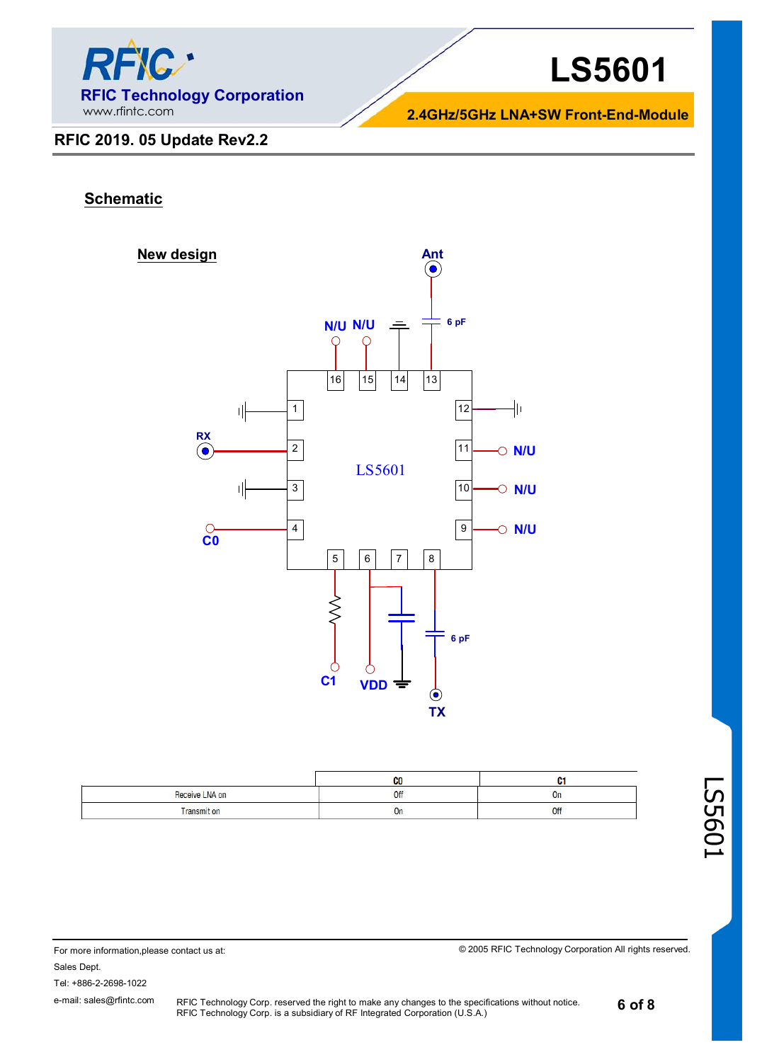## Schematic

### New design

Ant

6 pF

N/U N/U

16 15 14 13

1 12

RX 2 11 N/U

LS5601

3 10 N/U

C0 4 9 N/U

5 6 7 8

6 pF

C1 VDD TX

|  | C0 | C1 |
|---|---|---|
| Receive LNA on | Off | On |
| Transmit on | On | Off |

For more information,please contact us at:

Sales Dept.

Tel: +886-2-2698-1022

e-mail: sales@rfintc.com

© 2005 RFIC Technology Corporation All rights reserved.

RFIC Technology Corp. reserved the right to make any changes to the specifications without notice.
RFIC Technology Corp. is a subsidiary of RF Integrated Corporation (U.S.A.)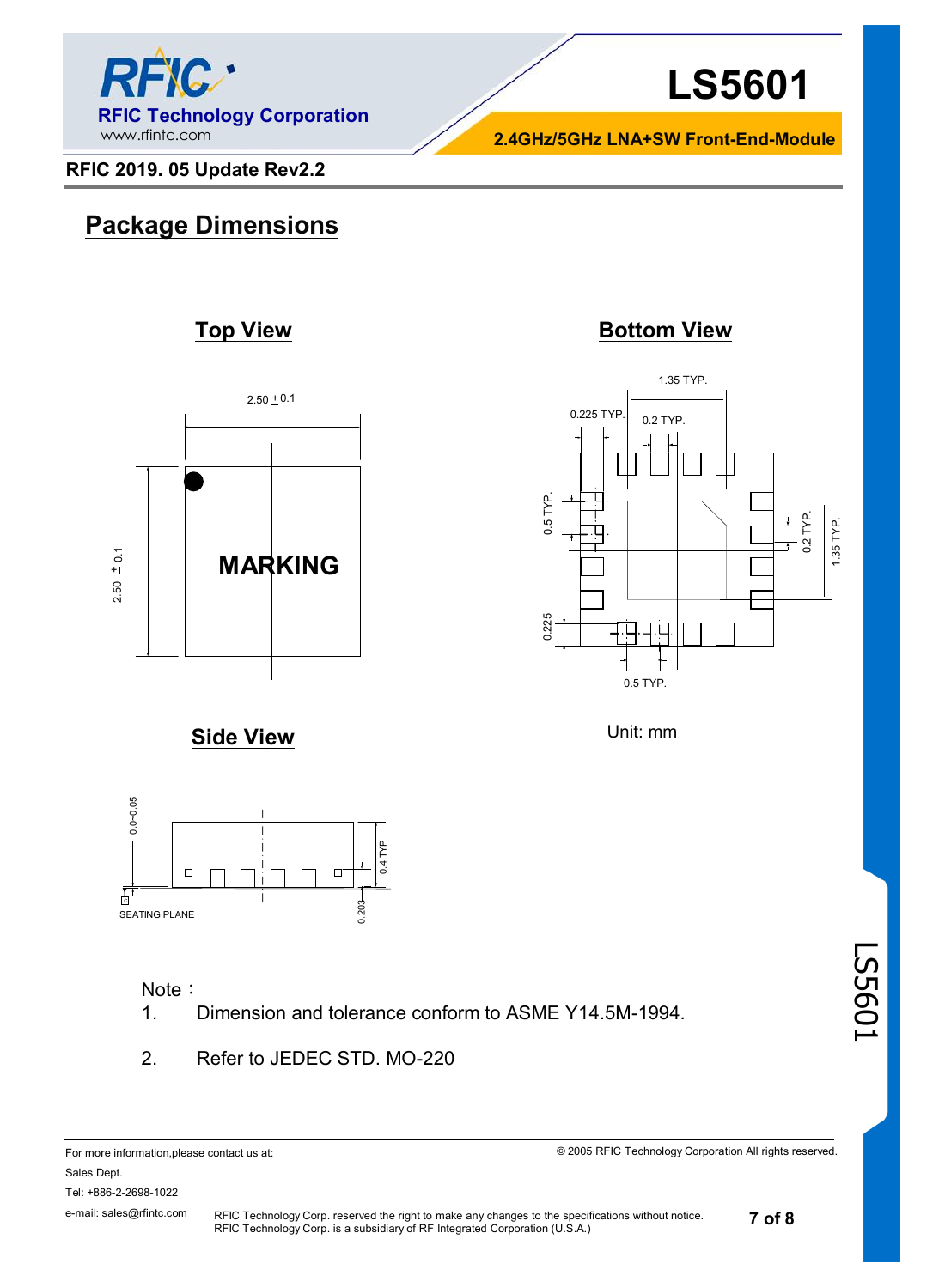## Package Dimensions

### Top View

2.50 ± 0.1

2.50 ± 0.1

MARKING

### Bottom View

1.35 TYP.

0.225 TYP.

0.2 TYP.

0.5 TYP.

0.2 TYP.

1.35 TYP.

0.225

0.5 TYP.

### Side View

0.0~0.05

0.4 TYP

0.203

SEATING PLANE

Unit: mm

Note：

1. Dimension and tolerance conform to ASME Y14.5M-1994.
2. Refer to JEDEC STD. MO-220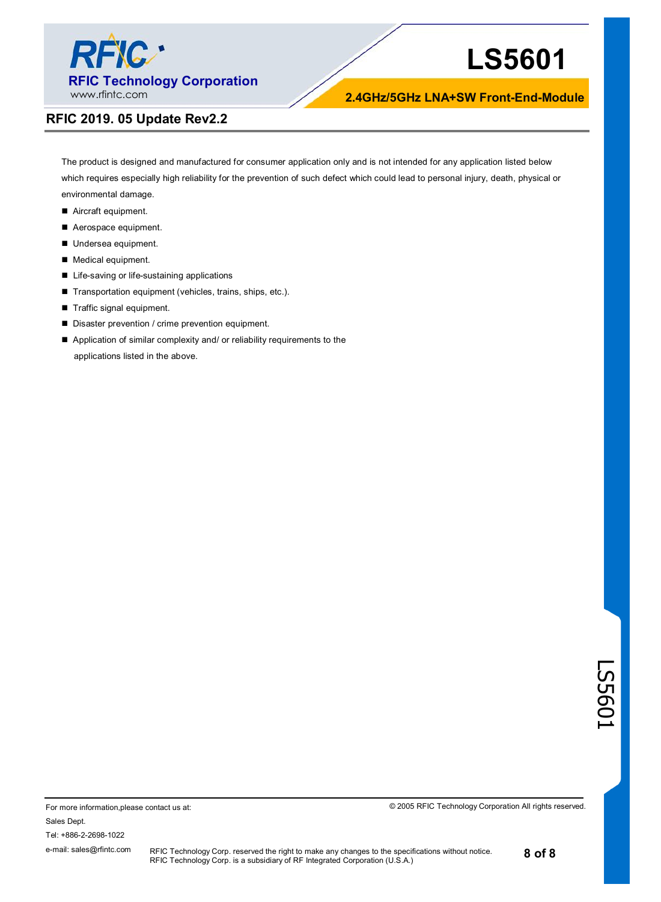The product is designed and manufactured for consumer application only and is not intended for any application listed below which requires especially high reliability for the prevention of such defect which could lead to personal injury, death, physical or environmental damage.

- Aircraft equipment.
- Aerospace equipment.
- Undersea equipment.
- Medical equipment.
- Life-saving or life-sustaining applications
- Transportation equipment (vehicles, trains, ships, etc.).
- Traffic signal equipment.
- Disaster prevention / crime prevention equipment.
- Application of similar complexity and/ or reliability requirements to the applications listed in the above.